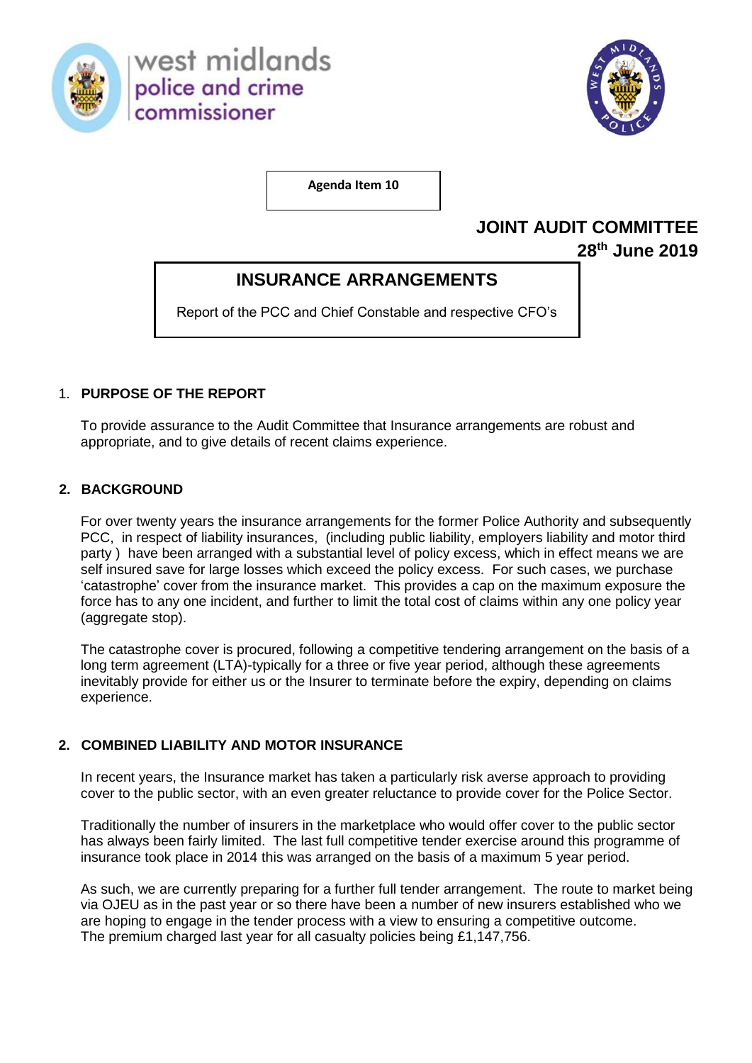west midlands police and crime commissioner

**Agenda Item 10**

**JOINT AUDIT COMMITTEE**
**28th June 2019**

# INSURANCE ARRANGEMENTS

Report of the PCC and Chief Constable and respective CFO's

## 1. PURPOSE OF THE REPORT

To provide assurance to the Audit Committee that Insurance arrangements are robust and appropriate, and to give details of recent claims experience.

## 2. BACKGROUND

For over twenty years the insurance arrangements for the former Police Authority and subsequently PCC, in respect of liability insurances, (including public liability, employers liability and motor third party ) have been arranged with a substantial level of policy excess, which in effect means we are self insured save for large losses which exceed the policy excess. For such cases, we purchase 'catastrophe' cover from the insurance market. This provides a cap on the maximum exposure the force has to any one incident, and further to limit the total cost of claims within any one policy year (aggregate stop).

The catastrophe cover is procured, following a competitive tendering arrangement on the basis of a long term agreement (LTA)-typically for a three or five year period, although these agreements inevitably provide for either us or the Insurer to terminate before the expiry, depending on claims experience.

## 2. COMBINED LIABILITY AND MOTOR INSURANCE

In recent years, the Insurance market has taken a particularly risk averse approach to providing cover to the public sector, with an even greater reluctance to provide cover for the Police Sector.

Traditionally the number of insurers in the marketplace who would offer cover to the public sector has always been fairly limited. The last full competitive tender exercise around this programme of insurance took place in 2014 this was arranged on the basis of a maximum 5 year period.

As such, we are currently preparing for a further full tender arrangement. The route to market being via OJEU as in the past year or so there have been a number of new insurers established who we are hoping to engage in the tender process with a view to ensuring a competitive outcome.
The premium charged last year for all casualty policies being £1,147,756.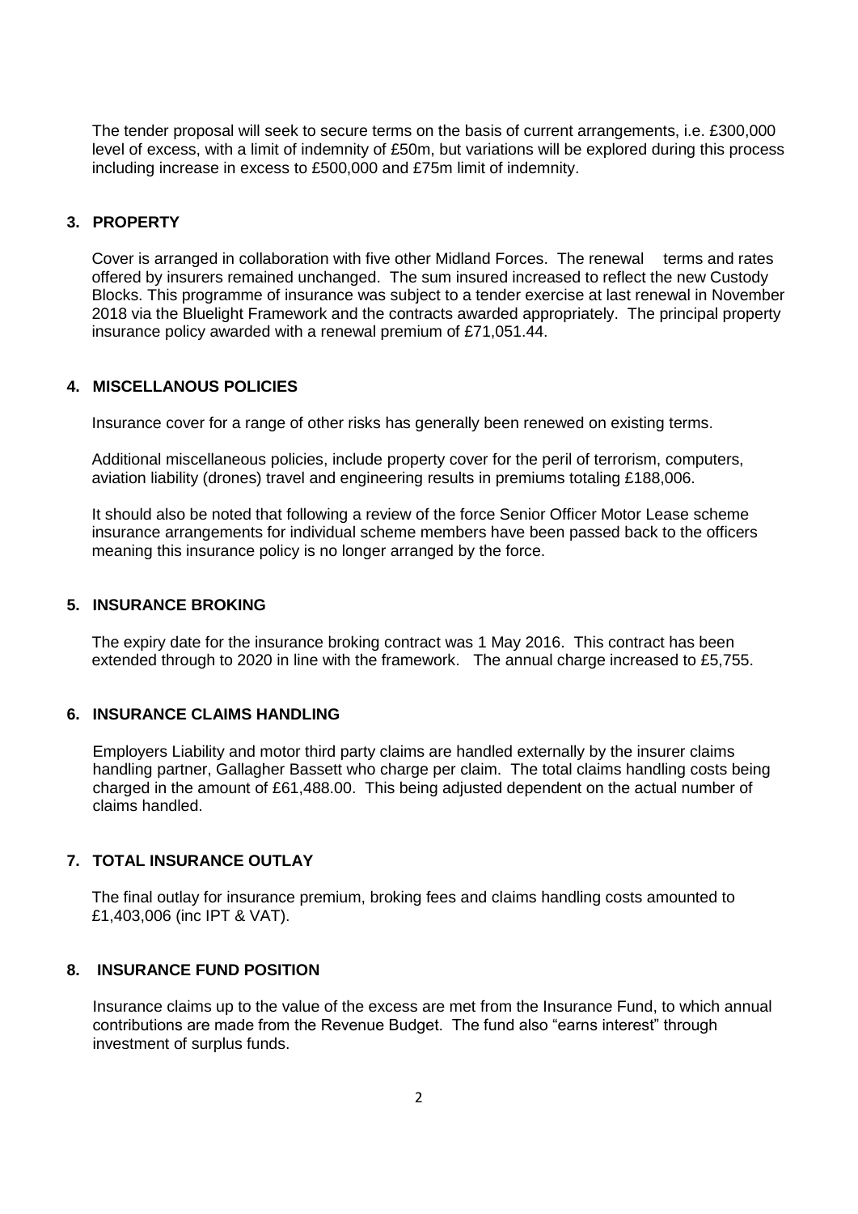The tender proposal will seek to secure terms on the basis of current arrangements, i.e. £300,000 level of excess, with a limit of indemnity of £50m, but variations will be explored during this process including increase in excess to £500,000 and £75m limit of indemnity.

## 3. PROPERTY

Cover is arranged in collaboration with five other Midland Forces. The renewal terms and rates offered by insurers remained unchanged. The sum insured increased to reflect the new Custody Blocks. This programme of insurance was subject to a tender exercise at last renewal in November 2018 via the Bluelight Framework and the contracts awarded appropriately. The principal property insurance policy awarded with a renewal premium of £71,051.44.

## 4. MISCELLANOUS POLICIES

Insurance cover for a range of other risks has generally been renewed on existing terms.

Additional miscellaneous policies, include property cover for the peril of terrorism, computers, aviation liability (drones) travel and engineering results in premiums totaling £188,006.

It should also be noted that following a review of the force Senior Officer Motor Lease scheme insurance arrangements for individual scheme members have been passed back to the officers meaning this insurance policy is no longer arranged by the force.

## 5. INSURANCE BROKING

The expiry date for the insurance broking contract was 1 May 2016. This contract has been extended through to 2020 in line with the framework. The annual charge increased to £5,755.

## 6. INSURANCE CLAIMS HANDLING

Employers Liability and motor third party claims are handled externally by the insurer claims handling partner, Gallagher Bassett who charge per claim. The total claims handling costs being charged in the amount of £61,488.00. This being adjusted dependent on the actual number of claims handled.

## 7. TOTAL INSURANCE OUTLAY

The final outlay for insurance premium, broking fees and claims handling costs amounted to £1,403,006 (inc IPT & VAT).

## 8. INSURANCE FUND POSITION

Insurance claims up to the value of the excess are met from the Insurance Fund, to which annual contributions are made from the Revenue Budget. The fund also "earns interest" through investment of surplus funds.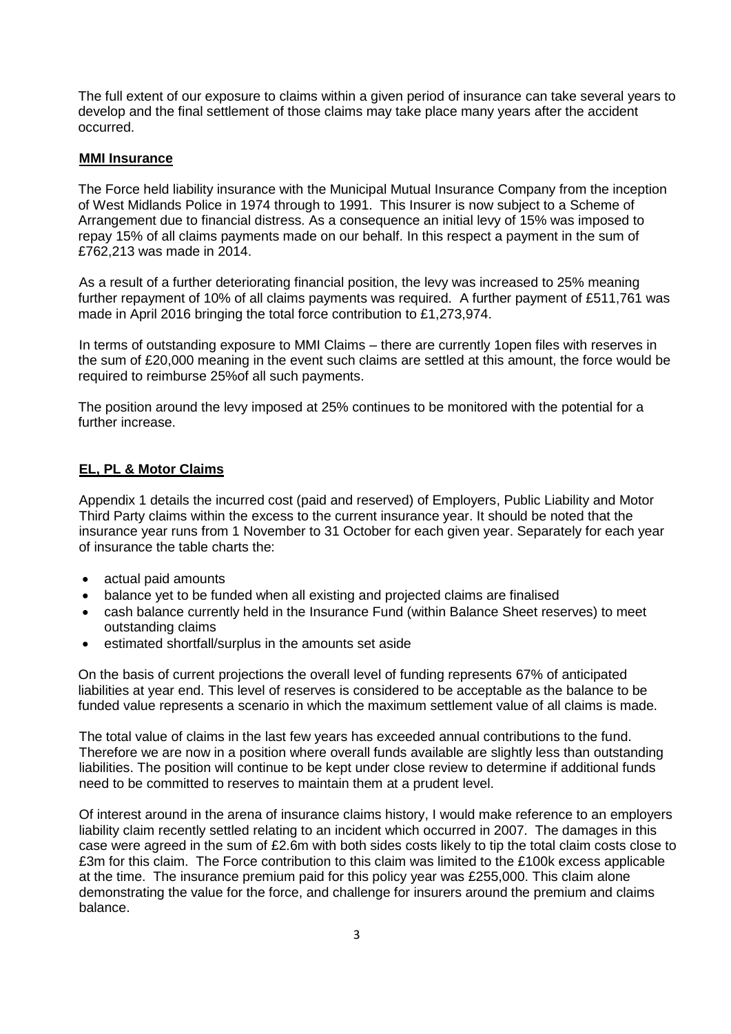The full extent of our exposure to claims within a given period of insurance can take several years to develop and the final settlement of those claims may take place many years after the accident occurred.

**MMI Insurance**

The Force held liability insurance with the Municipal Mutual Insurance Company from the inception of West Midlands Police in 1974 through to 1991. This Insurer is now subject to a Scheme of Arrangement due to financial distress. As a consequence an initial levy of 15% was imposed to repay 15% of all claims payments made on our behalf. In this respect a payment in the sum of £762,213 was made in 2014.

As a result of a further deteriorating financial position, the levy was increased to 25% meaning further repayment of 10% of all claims payments was required. A further payment of £511,761 was made in April 2016 bringing the total force contribution to £1,273,974.

In terms of outstanding exposure to MMI Claims – there are currently 1open files with reserves in the sum of £20,000 meaning in the event such claims are settled at this amount, the force would be required to reimburse 25%of all such payments.

The position around the levy imposed at 25% continues to be monitored with the potential for a further increase.

**EL, PL & Motor Claims**

Appendix 1 details the incurred cost (paid and reserved) of Employers, Public Liability and Motor Third Party claims within the excess to the current insurance year. It should be noted that the insurance year runs from 1 November to 31 October for each given year. Separately for each year of insurance the table charts the:

- actual paid amounts
- balance yet to be funded when all existing and projected claims are finalised
- cash balance currently held in the Insurance Fund (within Balance Sheet reserves) to meet outstanding claims
- estimated shortfall/surplus in the amounts set aside

On the basis of current projections the overall level of funding represents 67% of anticipated liabilities at year end. This level of reserves is considered to be acceptable as the balance to be funded value represents a scenario in which the maximum settlement value of all claims is made.

The total value of claims in the last few years has exceeded annual contributions to the fund. Therefore we are now in a position where overall funds available are slightly less than outstanding liabilities. The position will continue to be kept under close review to determine if additional funds need to be committed to reserves to maintain them at a prudent level.

Of interest around in the arena of insurance claims history, I would make reference to an employers liability claim recently settled relating to an incident which occurred in 2007. The damages in this case were agreed in the sum of £2.6m with both sides costs likely to tip the total claim costs close to £3m for this claim. The Force contribution to this claim was limited to the £100k excess applicable at the time. The insurance premium paid for this policy year was £255,000. This claim alone demonstrating the value for the force, and challenge for insurers around the premium and claims balance.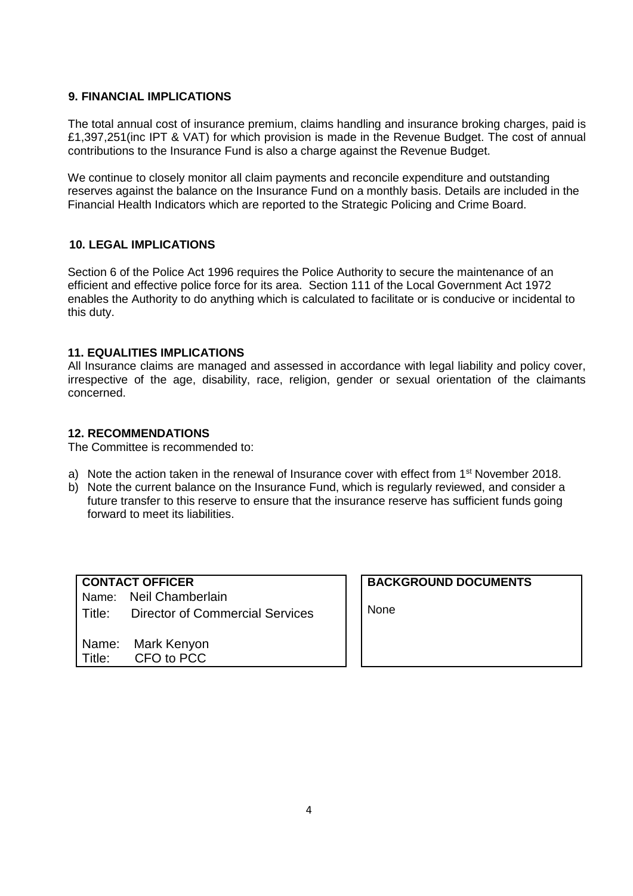### 9. FINANCIAL IMPLICATIONS

The total annual cost of insurance premium, claims handling and insurance broking charges, paid is £1,397,251(inc IPT & VAT) for which provision is made in the Revenue Budget. The cost of annual contributions to the Insurance Fund is also a charge against the Revenue Budget.

We continue to closely monitor all claim payments and reconcile expenditure and outstanding reserves against the balance on the Insurance Fund on a monthly basis. Details are included in the Financial Health Indicators which are reported to the Strategic Policing and Crime Board.

### 10. LEGAL IMPLICATIONS

Section 6 of the Police Act 1996 requires the Police Authority to secure the maintenance of an efficient and effective police force for its area. Section 111 of the Local Government Act 1972 enables the Authority to do anything which is calculated to facilitate or is conducive or incidental to this duty.

### 11. EQUALITIES IMPLICATIONS

All Insurance claims are managed and assessed in accordance with legal liability and policy cover, irrespective of the age, disability, race, religion, gender or sexual orientation of the claimants concerned.

### 12. RECOMMENDATIONS

The Committee is recommended to:

a) Note the action taken in the renewal of Insurance cover with effect from 1st November 2018.
b) Note the current balance on the Insurance Fund, which is regularly reviewed, and consider a future transfer to this reserve to ensure that the insurance reserve has sufficient funds going forward to meet its liabilities.

| CONTACT OFFICER | BACKGROUND DOCUMENTS |
|---|---|
| Name: Neil Chamberlain<br>Title: Director of Commercial Services<br><br>Name: Mark Kenyon<br>Title: CFO to PCC | None |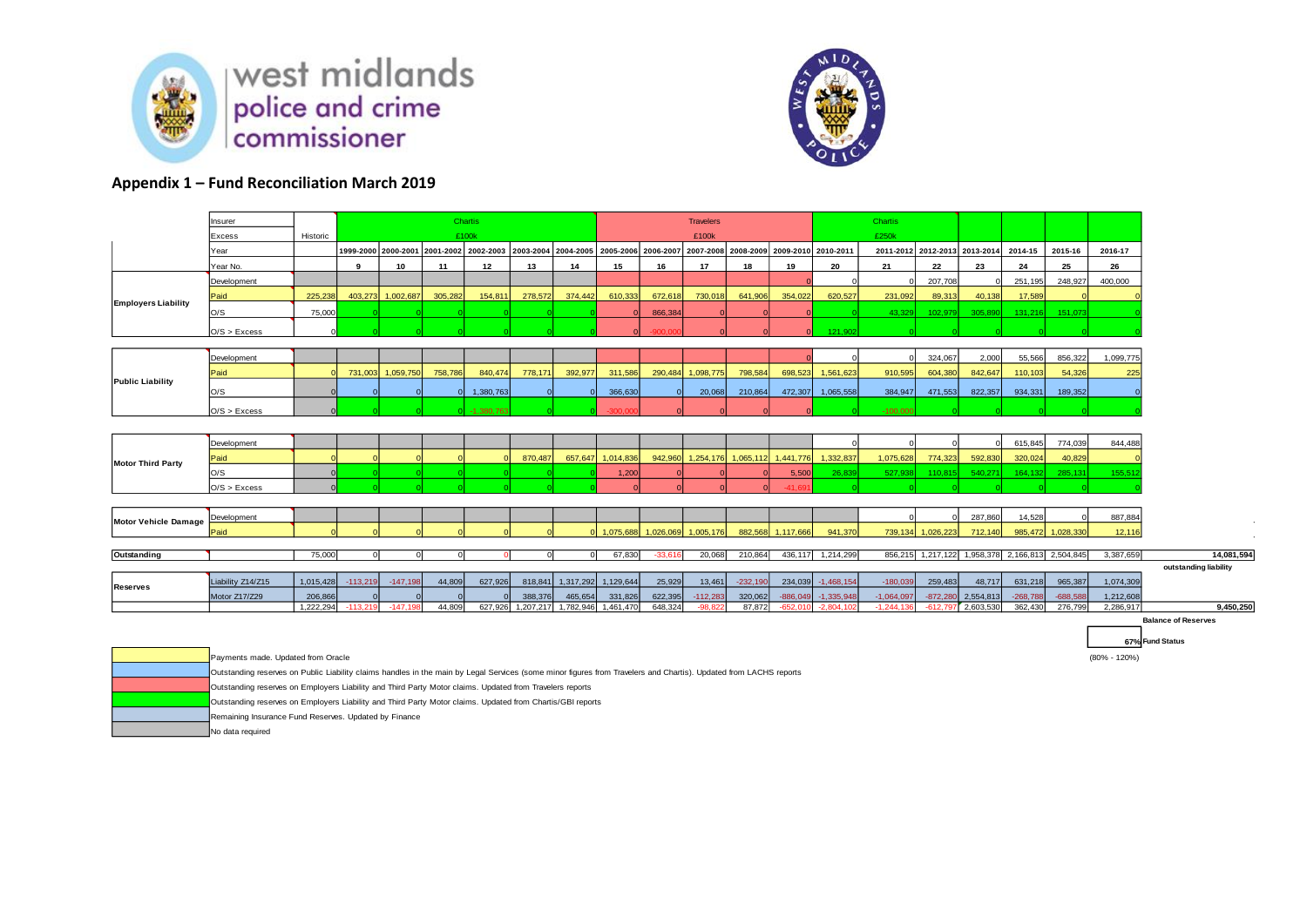# Appendix 1 – Fund Reconciliation March 2019

| | | | | | | | | | | | | | | | | | | | | | |
|---|---|---|---|---|---|---|---|---|---|---|---|---|---|---|---|---|---|---|---|---|---|
| | Insurer | | Chartis | | | | | | Travelers | | | | | Chartis | | | | | | | |
| | Excess | Historic | £100k | | | | | | £100k | | | | | £250k | | | | | | | |
| | Year | | 1999-2000 | 2000-2001 | 2001-2002 | 2002-2003 | 2003-2004 | 2004-2005 | 2005-2006 | 2006-2007 | 2007-2008 | 2008-2009 | 2009-2010 | 2010-2011 | 2011-2012 | 2012-2013 | 2013-2014 | 2014-15 | 2015-16 | 2016-17 | |
| | Year No. | | 9 | 10 | 11 | 12 | 13 | 14 | 15 | 16 | 17 | 18 | 19 | 20 | 21 | 22 | 23 | 24 | 25 | 26 | |
| **Employers Liability** | Development | | | | | | | | | | | | 0 | 0 | 0 | 207,708 | 0 | 251,195 | 248,927 | 400,000 | |
| | Paid | 225,238 | 403,273 | 1,002,687 | 305,282 | 154,811 | 278,572 | 374,442 | 610,333 | 672,618 | 730,018 | 641,906 | 354,022 | 620,527 | 231,092 | 89,313 | 40,138 | 17,589 | 0 | 0 | |
| | O/S | 75,000 | 0 | 0 | 0 | 0 | 0 | 0 | 0 | 866,384 | 0 | 0 | 0 | 0 | 43,329 | 102,979 | 305,890 | 131,216 | 151,073 | 0 | |
| | O/S > Excess | 0 | 0 | 0 | 0 | 0 | 0 | 0 | 0 | -900,000 | 0 | 0 | 0 | 121,902 | 0 | 0 | 0 | 0 | 0 | 0 | |
| **Public Liability** | Development | | | | | | | | | | | | 0 | 0 | 0 | 324,067 | 2,000 | 55,566 | 856,322 | 1,099,775 | |
| | Paid | 0 | 731,003 | 1,059,750 | 758,786 | 840,474 | 778,171 | 392,977 | 311,586 | 290,484 | 1,098,775 | 798,584 | 698,523 | 1,561,623 | 910,595 | 604,380 | 842,647 | 110,103 | 54,326 | 225 | |
| | O/S | 0 | 0 | 0 | 0 | 1,380,763 | 0 | 0 | 366,630 | 0 | 20,068 | 210,864 | 472,307 | 1,065,558 | 384,947 | 471,553 | 822,357 | 934,331 | 189,352 | 0 | |
| | O/S > Excess | 0 | 0 | 0 | 0 | -1,380,763 | 0 | 0 | -300,000 | 0 | 0 | 0 | 0 | 0 | -100,000 | 0 | 0 | 0 | 0 | 0 | |
| **Motor Third Party** | Development | | | | | | | | | | | | | 0 | 0 | 0 | 0 | 615,845 | 774,039 | 844,488 | |
| | Paid | 0 | 0 | 0 | 0 | 0 | 870,487 | 657,647 | 1,014,836 | 942,960 | 1,254,176 | 1,065,112 | 1,441,776 | 1,332,837 | 1,075,628 | 774,323 | 592,830 | 320,024 | 40,829 | 0 | |
| | O/S | 0 | 0 | 0 | 0 | 0 | 0 | 0 | 1,200 | 0 | 0 | 0 | 5,500 | 26,839 | 527,938 | 110,815 | 540,271 | 164,132 | 285,131 | 155,512 | |
| | O/S > Excess | 0 | 0 | 0 | 0 | 0 | 0 | 0 | 0 | 0 | 0 | 0 | -41,691 | 0 | 0 | 0 | 0 | 0 | 0 | 0 | |
| **Motor Vehicle Damage** | Development | | | | | | | | | | | | | | 0 | 0 | 287,860 | 14,528 | 0 | 887,884 | |
| | Paid | 0 | 0 | 0 | 0 | 0 | 0 | 0 | 1,075,688 | 1,026,069 | 1,005,176 | 882,568 | 1,117,666 | 941,370 | 739,134 | 1,026,223 | 712,140 | 985,472 | 1,028,330 | 12,116 | |
| **Outstanding** | | 75,000 | 0 | 0 | 0 | 0 | 0 | 0 | 67,830 | -33,616 | 20,068 | 210,864 | 436,117 | 1,214,299 | 856,215 | 1,217,122 | 1,958,378 | 2,166,813 | 2,504,845 | 3,387,659 | **14,081,594** outstanding liability |
| **Reserves** | Liability Z14/Z15 | 1,015,428 | -113,219 | -147,198 | 44,809 | 627,926 | 818,841 | 1,317,292 | 1,129,644 | 25,929 | 13,461 | -232,190 | 234,039 | -1,468,154 | -180,039 | 259,483 | 48,717 | 631,218 | 965,387 | 1,074,309 | |
| | Motor Z17/Z29 | 206,866 | 0 | 0 | 0 | 0 | 388,376 | 465,654 | 331,826 | 622,395 | -112,283 | 320,062 | -886,049 | -1,335,948 | -1,064,097 | -872,280 | 2,554,813 | -268,788 | -688,588 | 1,212,608 | |
| | | 1,222,294 | -113,219 | -147,198 | 44,809 | 627,926 | 1,207,217 | 1,782,946 | 1,461,470 | 648,324 | -98,822 | 87,872 | -652,010 | -2,804,102 | -1,244,136 | -612,797 | 2,603,530 | 362,430 | 276,799 | 2,286,917 | **9,450,250** Balance of Reserves |

**67% Fund Status**

(80% - 120%)

Legend:

- Payments made. Updated from Oracle
- Outstanding reserves on Public Liability claims handles in the main by Legal Services (some minor figures from Travelers and Chartis). Updated from LACHS reports
- Outstanding reserves on Employers Liability and Third Party Motor claims. Updated from Travelers reports
- Outstanding reserves on Employers Liability and Third Party Motor claims. Updated from Chartis/GBI reports
- Remaining Insurance Fund Reserves. Updated by Finance
- No data required